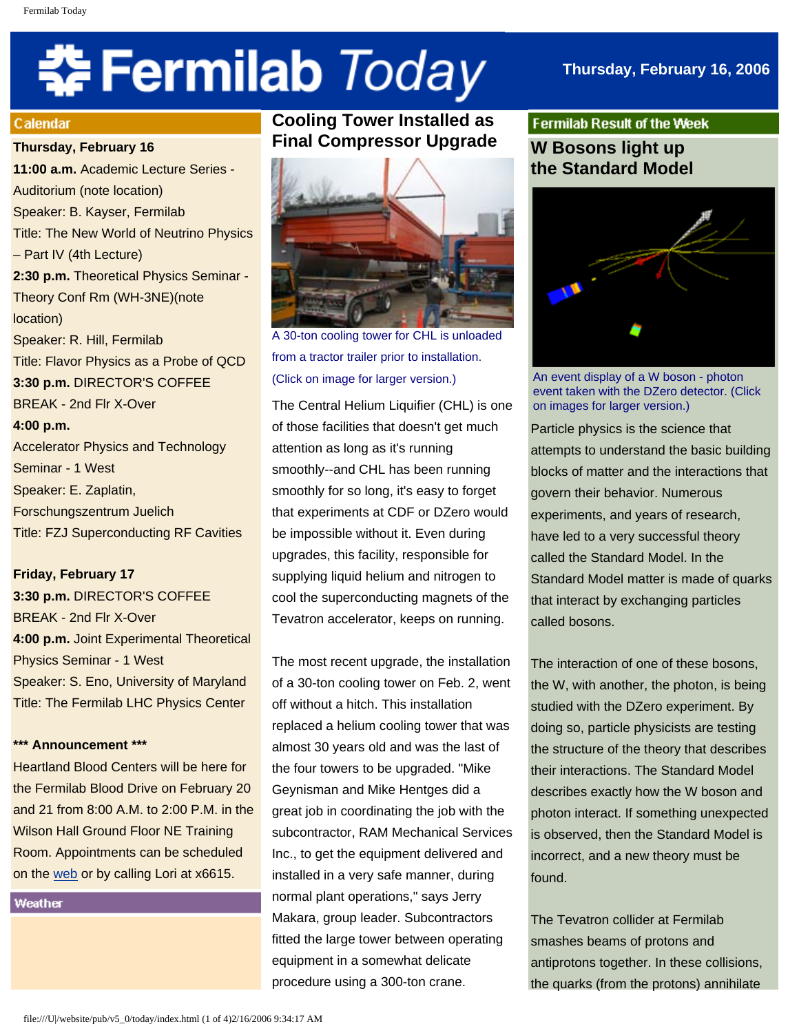# Fermilab Today

Thursday, February 16, 2006

## Calendar

**Thursday, February 16**

**11:00 a.m.** Academic Lecture Series - Auditorium (note location)
Speaker: B. Kayser, Fermilab
Title: The New World of Neutrino Physics – Part IV (4th Lecture)

**2:30 p.m.** Theoretical Physics Seminar - Theory Conf Rm (WH-3NE)(note location)
Speaker: R. Hill, Fermilab
Title: Flavor Physics as a Probe of QCD

**3:30 p.m.** DIRECTOR'S COFFEE BREAK - 2nd Flr X-Over

**4:00 p.m.**
Accelerator Physics and Technology Seminar - 1 West
Speaker: E. Zaplatin, Forschungszentrum Juelich
Title: FZJ Superconducting RF Cavities

**Friday, February 17**

**3:30 p.m.** DIRECTOR'S COFFEE BREAK - 2nd Flr X-Over

**4:00 p.m.** Joint Experimental Theoretical Physics Seminar - 1 West
Speaker: S. Eno, University of Maryland
Title: The Fermilab LHC Physics Center

**\*\*\* Announcement \*\*\***

Heartland Blood Centers will be here for the Fermilab Blood Drive on February 20 and 21 from 8:00 A.M. to 2:00 P.M. in the Wilson Hall Ground Floor NE Training Room. Appointments can be scheduled on the web or by calling Lori at x6615.

## Weather

## Cooling Tower Installed as Final Compressor Upgrade

A 30-ton cooling tower for CHL is unloaded from a tractor trailer prior to installation. (Click on image for larger version.)

The Central Helium Liquifier (CHL) is one of those facilities that doesn't get much attention as long as it's running smoothly--and CHL has been running smoothly for so long, it's easy to forget that experiments at CDF or DZero would be impossible without it. Even during upgrades, this facility, responsible for supplying liquid helium and nitrogen to cool the superconducting magnets of the Tevatron accelerator, keeps on running.

The most recent upgrade, the installation of a 30-ton cooling tower on Feb. 2, went off without a hitch. This installation replaced a helium cooling tower that was almost 30 years old and was the last of the four towers to be upgraded. "Mike Geynisman and Mike Hentges did a great job in coordinating the job with the subcontractor, RAM Mechanical Services Inc., to get the equipment delivered and installed in a very safe manner, during normal plant operations," says Jerry Makara, group leader. Subcontractors fitted the large tower between operating equipment in a somewhat delicate procedure using a 300-ton crane.

## Fermilab Result of the Week

### W Bosons light up the Standard Model

An event display of a W boson - photon event taken with the DZero detector. (Click on images for larger version.)

Particle physics is the science that attempts to understand the basic building blocks of matter and the interactions that govern their behavior. Numerous experiments, and years of research, have led to a very successful theory called the Standard Model. In the Standard Model matter is made of quarks that interact by exchanging particles called bosons.

The interaction of one of these bosons, the W, with another, the photon, is being studied with the DZero experiment. By doing so, particle physicists are testing the structure of the theory that describes their interactions. The Standard Model describes exactly how the W boson and photon interact. If something unexpected is observed, then the Standard Model is incorrect, and a new theory must be found.

The Tevatron collider at Fermilab smashes beams of protons and antiprotons together. In these collisions, the quarks (from the protons) annihilate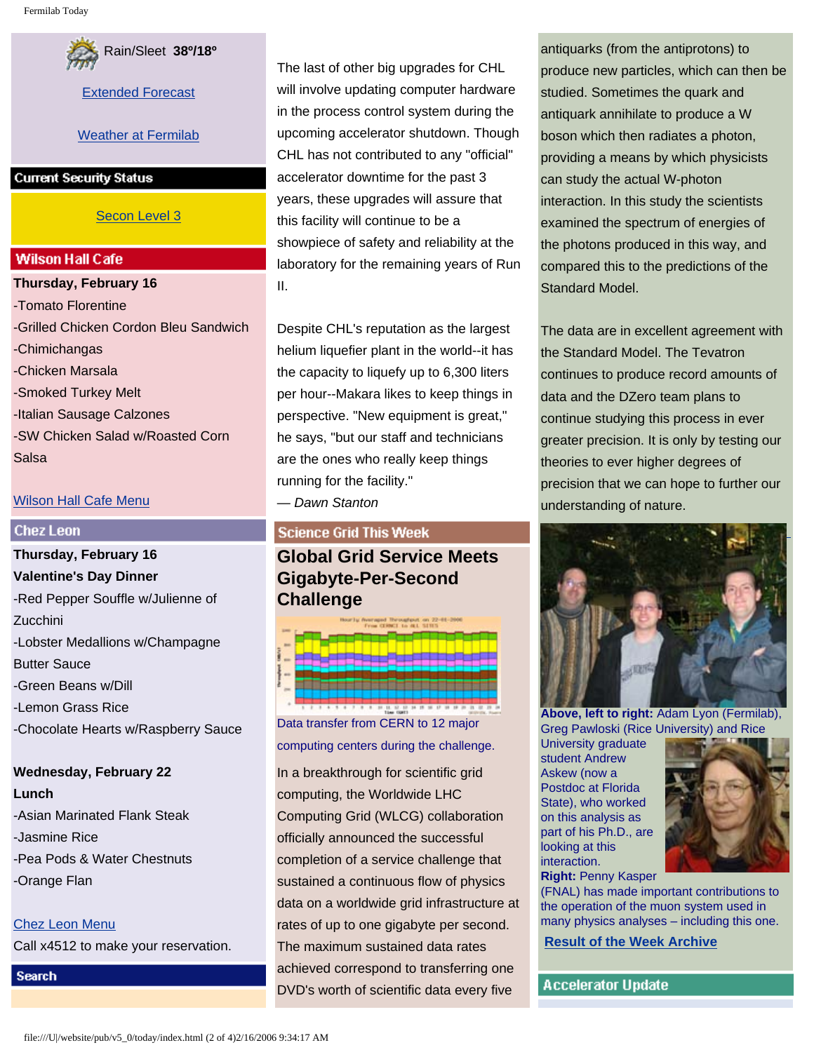Rain/Sleet **38º/18º**

[Extended Forecast](#)

[Weather at Fermilab](#)

## Current Security Status

[Secon Level 3](#)

## Wilson Hall Cafe

**Thursday, February 16**

- Tomato Florentine
- Grilled Chicken Cordon Bleu Sandwich
- Chimichangas
- Chicken Marsala
- Smoked Turkey Melt
- Italian Sausage Calzones
- SW Chicken Salad w/Roasted Corn Salsa

[Wilson Hall Cafe Menu](#)

## Chez Leon

**Thursday, February 16**
**Valentine's Day Dinner**

- Red Pepper Souffle w/Julienne of Zucchini
- Lobster Medallions w/Champagne Butter Sauce
- Green Beans w/Dill
- Lemon Grass Rice
- Chocolate Hearts w/Raspberry Sauce

**Wednesday, February 22**
**Lunch**

- Asian Marinated Flank Steak
- Jasmine Rice
- Pea Pods & Water Chestnuts
- Orange Flan

[Chez Leon Menu](#)

Call x4512 to make your reservation.

## Search

The last of other big upgrades for CHL will involve updating computer hardware in the process control system during the upcoming accelerator shutdown. Though CHL has not contributed to any "official" accelerator downtime for the past 3 years, these upgrades will assure that this facility will continue to be a showpiece of safety and reliability at the laboratory for the remaining years of Run II.

Despite CHL's reputation as the largest helium liquefier plant in the world--it has the capacity to liquefy up to 6,300 liters per hour--Makara likes to keep things in perspective. "New equipment is great," he says, "but our staff and technicians are the ones who really keep things running for the facility."

*— Dawn Stanton*

## Science Grid This Week

### Global Grid Service Meets Gigabyte-Per-Second Challenge

Data transfer from CERN to 12 major computing centers during the challenge.

In a breakthrough for scientific grid computing, the Worldwide LHC Computing Grid (WLCG) collaboration officially announced the successful completion of a service challenge that sustained a continuous flow of physics data on a worldwide grid infrastructure at rates of up to one gigabyte per second. The maximum sustained data rates achieved correspond to transferring one DVD's worth of scientific data every five

antiquarks (from the antiprotons) to produce new particles, which can then be studied. Sometimes the quark and antiquark annihilate to produce a W boson which then radiates a photon, providing a means by which physicists can study the actual W-photon interaction. In this study the scientists examined the spectrum of energies of the photons produced in this way, and compared this to the predictions of the Standard Model.

The data are in excellent agreement with the Standard Model. The Tevatron continues to produce record amounts of data and the DZero team plans to continue studying this process in ever greater precision. It is only by testing our theories to ever higher degrees of precision that we can hope to further our understanding of nature.

**Above, left to right:** Adam Lyon (Fermilab), Greg Pawloski (Rice University) and Rice University graduate student Andrew Askew (now a Postdoc at Florida State), who worked on this analysis as part of his Ph.D., are looking at this interaction.

**Right:** Penny Kasper (FNAL) has made important contributions to the operation of the muon system used in many physics analyses – including this one.

**[Result of the Week Archive](#)**

## Accelerator Update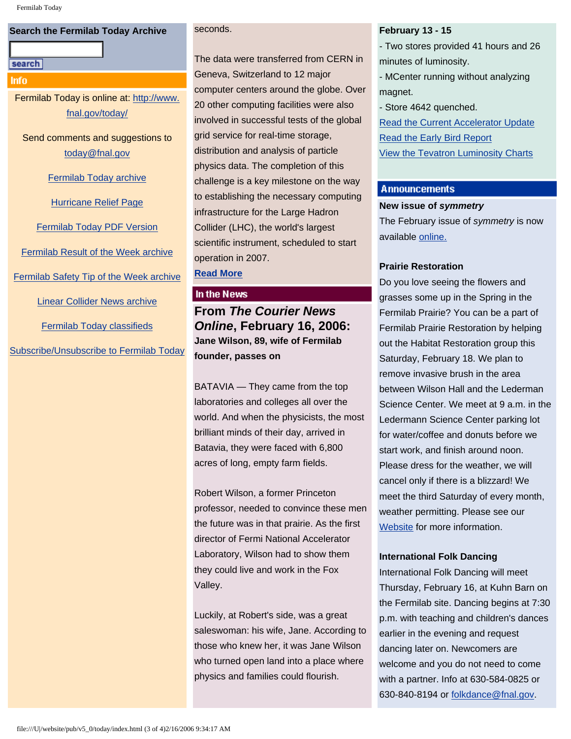## Search the Fermilab Today Archive

search

## Info

Fermilab Today is online at: http://www.fnal.gov/today/

Send comments and suggestions to today@fnal.gov

Fermilab Today archive

Hurricane Relief Page

Fermilab Today PDF Version

Fermilab Result of the Week archive

Fermilab Safety Tip of the Week archive

Linear Collider News archive

Fermilab Today classifieds

Subscribe/Unsubscribe to Fermilab Today

seconds.

The data were transferred from CERN in Geneva, Switzerland to 12 major computer centers around the globe. Over 20 other computing facilities were also involved in successful tests of the global grid service for real-time storage, distribution and analysis of particle physics data. The completion of this challenge is a key milestone on the way to establishing the necessary computing infrastructure for the Large Hadron Collider (LHC), the world's largest scientific instrument, scheduled to start operation in 2007.

**Read More**

## In the News

### From *The Courier News Online*, February 16, 2006:

**Jane Wilson, 89, wife of Fermilab founder, passes on**

BATAVIA — They came from the top laboratories and colleges all over the world. And when the physicists, the most brilliant minds of their day, arrived in Batavia, they were faced with 6,800 acres of long, empty farm fields.

Robert Wilson, a former Princeton professor, needed to convince these men the future was in that prairie. As the first director of Fermi National Accelerator Laboratory, Wilson had to show them they could live and work in the Fox Valley.

Luckily, at Robert's side, was a great saleswoman: his wife, Jane. According to those who knew her, it was Jane Wilson who turned open land into a place where physics and families could flourish.

**February 13 - 15**

- Two stores provided 41 hours and 26 minutes of luminosity.
- MCenter running without analyzing magnet.
- Store 4642 quenched.

Read the Current Accelerator Update

Read the Early Bird Report

View the Tevatron Luminosity Charts

## Announcements

**New issue of *symmetry***

The February issue of *symmetry* is now available online.

**Prairie Restoration**

Do you love seeing the flowers and grasses come up in the Spring in the Fermilab Prairie? You can be a part of Fermilab Prairie Restoration by helping out the Habitat Restoration group this Saturday, February 18. We plan to remove invasive brush in the area between Wilson Hall and the Lederman Science Center. We meet at 9 a.m. in the Ledermann Science Center parking lot for water/coffee and donuts before we start work, and finish around noon. Please dress for the weather, we will cancel only if there is a blizzard! We meet the third Saturday of every month, weather permitting. Please see our Website for more information.

**International Folk Dancing**

International Folk Dancing will meet Thursday, February 16, at Kuhn Barn on the Fermilab site. Dancing begins at 7:30 p.m. with teaching and children's dances earlier in the evening and request dancing later on. Newcomers are welcome and you do not need to come with a partner. Info at 630-584-0825 or 630-840-8194 or folkdance@fnal.gov.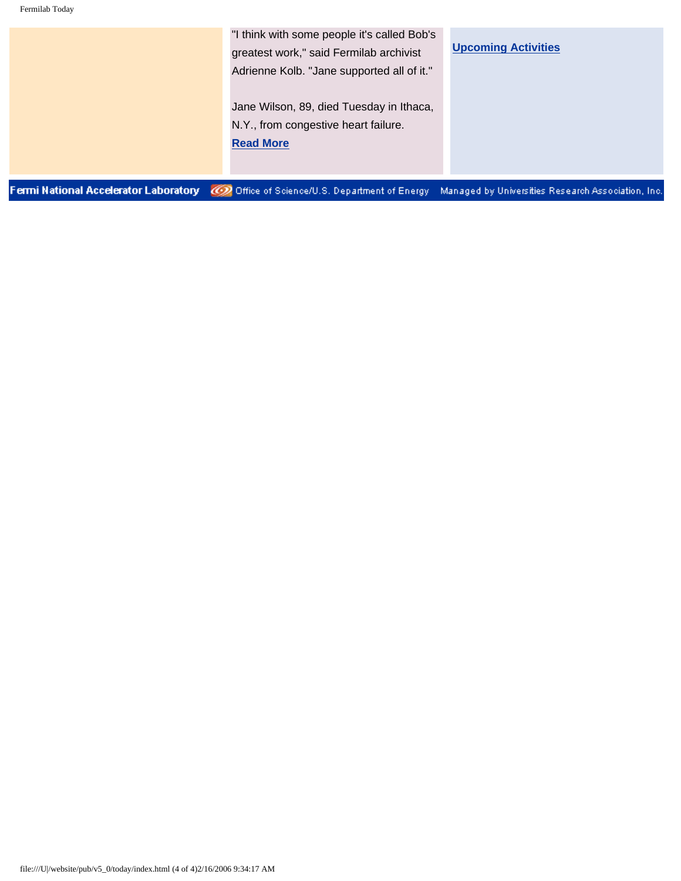"I think with some people it's called Bob's greatest work," said Fermilab archivist Adrienne Kolb. "Jane supported all of it."

Jane Wilson, 89, died Tuesday in Ithaca, N.Y., from congestive heart failure.

**Read More**

**Upcoming Activities**

Fermi National Accelerator Laboratory | Office of Science/U.S. Department of Energy | Managed by Universities Research Association, Inc.